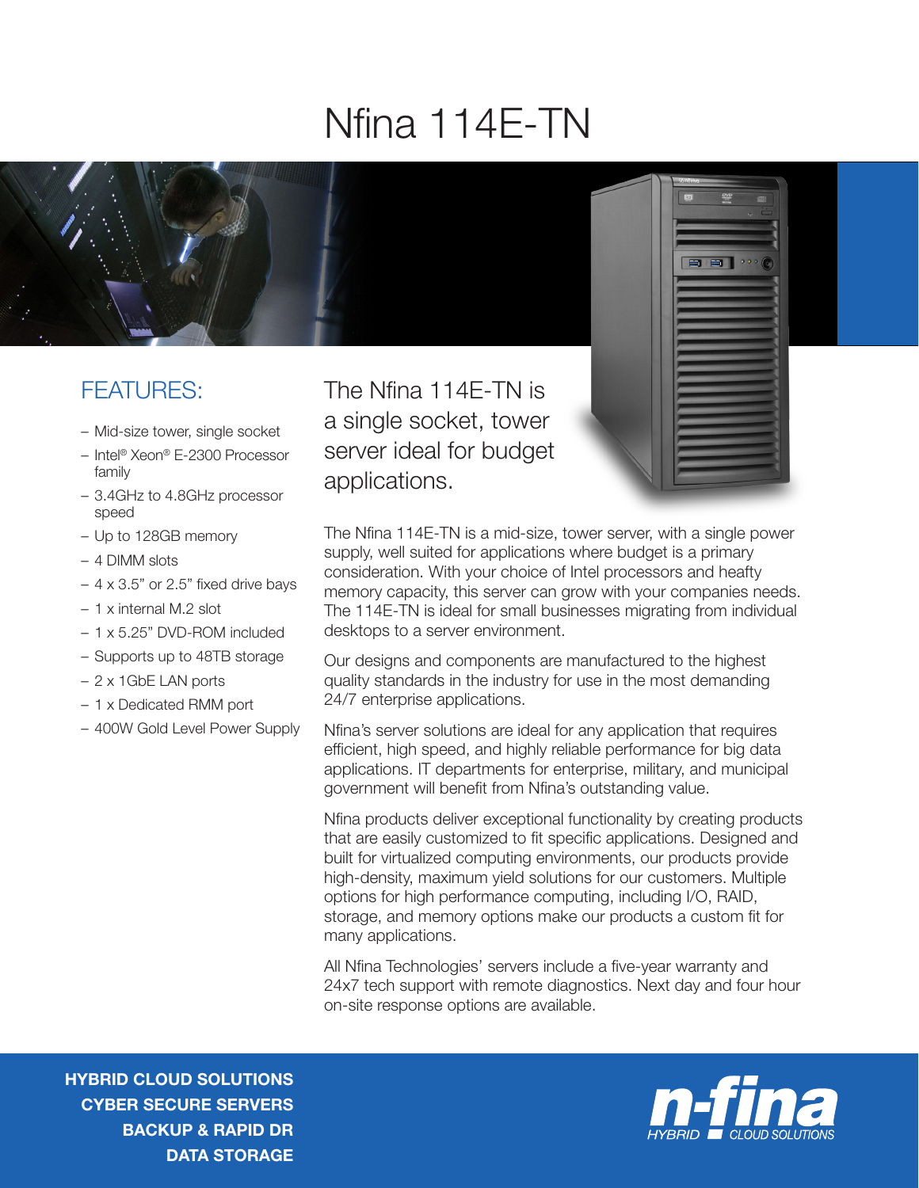# Nfina 114E-TN

## FEATURES:

- Mid-size tower, single socket
- Intel® Xeon® E-2300 Processor family
- 3.4GHz to 4.8GHz processor speed
- Up to 128GB memory
- 4 DIMM slots
- 4 x 3.5" or 2.5" fixed drive bays
- 1 x internal M.2 slot
- 1 x 5.25" DVD-ROM included
- Supports up to 48TB storage
- 2 x 1GbE LAN ports
- 1 x Dedicated RMM port
- 400W Gold Level Power Supply

## The Nfina 114E-TN is a single socket, tower server ideal for budget applications.

The Nfina 114E-TN is a mid-size, tower server, with a single power supply, well suited for applications where budget is a primary consideration. With your choice of Intel processors and hefty memory capacity, this server can grow with your companies needs. The 114E-TN is ideal for small businesses migrating from individual desktops to a server environment.

Our designs and components are manufactured to the highest quality standards in the industry for use in the most demanding 24/7 enterprise applications.

Nfina's server solutions are ideal for any application that requires efficient, high speed, and highly reliable performance for big data applications. IT departments for enterprise, military, and municipal government will benefit from Nfina's outstanding value.

Nfina products deliver exceptional functionality by creating products that are easily customized to fit specific applications. Designed and built for virtualized computing environments, our products provide high-density, maximum yield solutions for our customers. Multiple options for high performance computing, including I/O, RAID, storage, and memory options make our products a custom fit for many applications.

All Nfina Technologies' servers include a five-year warranty and 24x7 tech support with remote diagnostics. Next day and four hour on-site response options are available.

**HYBRID CLOUD SOLUTIONS**
**CYBER SECURE SERVERS**
**BACKUP & RAPID DR**
**DATA STORAGE**

n-fina HYBRID CLOUD SOLUTIONS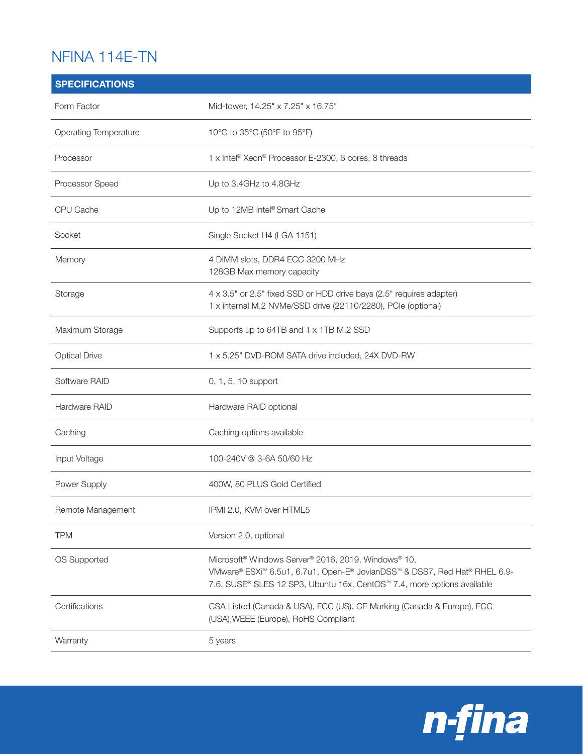# NFINA 114E-TN

| SPECIFICATIONS | |
|---|---|
| Form Factor | Mid-tower, 14.25" x 7.25" x 16.75" |
| Operating Temperature | 10°C to 35°C (50°F to 95°F) |
| Processor | 1 x Intel® Xeon® Processor E-2300, 6 cores, 8 threads |
| Processor Speed | Up to 3.4GHz to 4.8GHz |
| CPU Cache | Up to 12MB Intel® Smart Cache |
| Socket | Single Socket H4 (LGA 1151) |
| Memory | 4 DIMM slots, DDR4 ECC 3200 MHz<br>128GB Max memory capacity |
| Storage | 4 x 3.5" or 2.5" fixed SSD or HDD drive bays (2.5" requires adapter)<br>1 x internal M.2 NVMe/SSD drive (22110/2280), PCIe (optional) |
| Maximum Storage | Supports up to 64TB and 1 x 1TB M.2 SSD |
| Optical Drive | 1 x 5.25" DVD-ROM SATA drive included, 24X DVD-RW |
| Software RAID | 0, 1, 5, 10 support |
| Hardware RAID | Hardware RAID optional |
| Caching | Caching options available |
| Input Voltage | 100-240V @ 3-6A 50/60 Hz |
| Power Supply | 400W, 80 PLUS Gold Certified |
| Remote Management | IPMI 2.0, KVM over HTML5 |
| TPM | Version 2.0, optional |
| OS Supported | Microsoft® Windows Server® 2016, 2019, Windows® 10, VMware® ESXi™ 6.5u1, 6.7u1, Open-E® JovianDSS™ & DSS7, Red Hat® RHEL 6.9-7.6, SUSE® SLES 12 SP3, Ubuntu 16x, CentOS™ 7.4, more options available |
| Certifications | CSA Listed (Canada & USA), FCC (US), CE Marking (Canada & Europe), FCC (USA),WEEE (Europe), RoHS Compliant |
| Warranty | 5 years |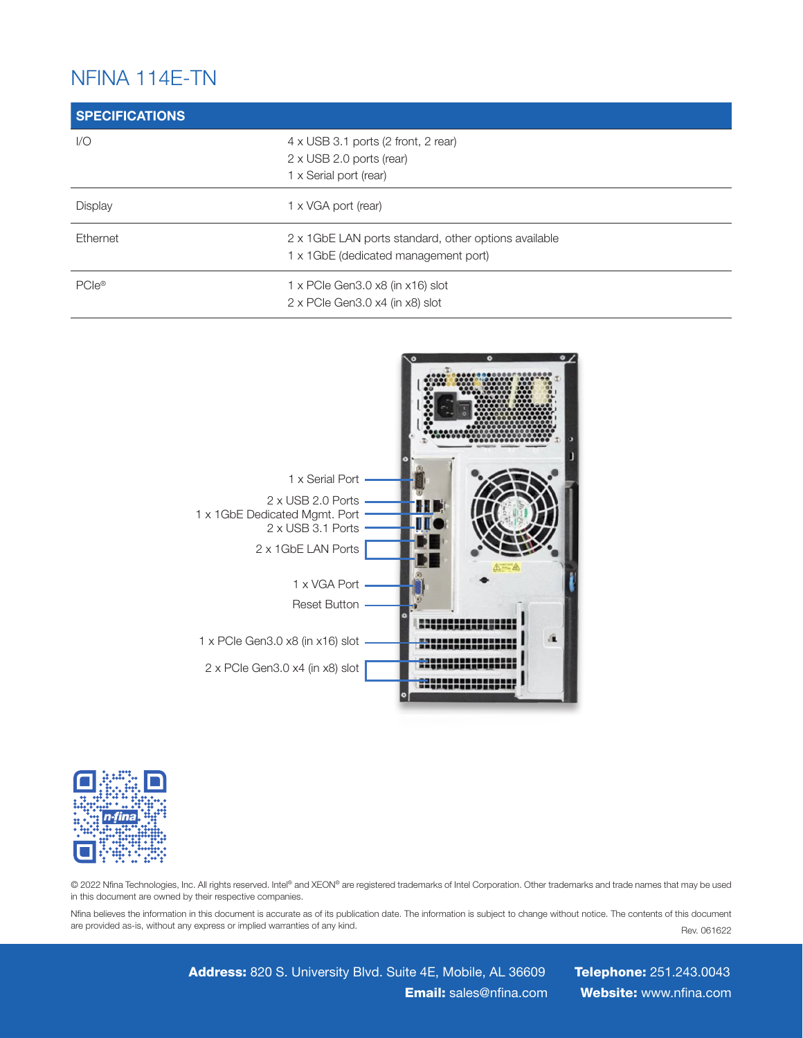# NFINA 114E-TN

| SPECIFICATIONS | |
|---|---|
| I/O | 4 x USB 3.1 ports (2 front, 2 rear)<br>2 x USB 2.0 ports (rear)<br>1 x Serial port (rear) |
| Display | 1 x VGA port (rear) |
| Ethernet | 2 x 1GbE LAN ports standard, other options available<br>1 x 1GbE (dedicated management port) |
| PCIe® | 1 x PCIe Gen3.0 x8 (in x16) slot<br>2 x PCIe Gen3.0 x4 (in x8) slot |

1 x Serial Port

2 x USB 2.0 Ports

1 x 1GbE Dedicated Mgmt. Port

2 x USB 3.1 Ports

2 x 1GbE LAN Ports

1 x VGA Port

Reset Button

1 x PCIe Gen3.0 x8 (in x16) slot

2 x PCIe Gen3.0 x4 (in x8) slot

© 2022 Nfina Technologies, Inc. All rights reserved. Intel® and XEON® are registered trademarks of Intel Corporation. Other trademarks and trade names that may be used in this document are owned by their respective companies.

Nfina believes the information in this document is accurate as of its publication date. The information is subject to change without notice. The contents of this document are provided as-is, without any express or implied warranties of any kind.

Rev. 061622

**Address:** 820 S. University Blvd. Suite 4E, Mobile, AL 36609 **Telephone:** 251.243.0043

**Email:** sales@nfina.com **Website:** www.nfina.com